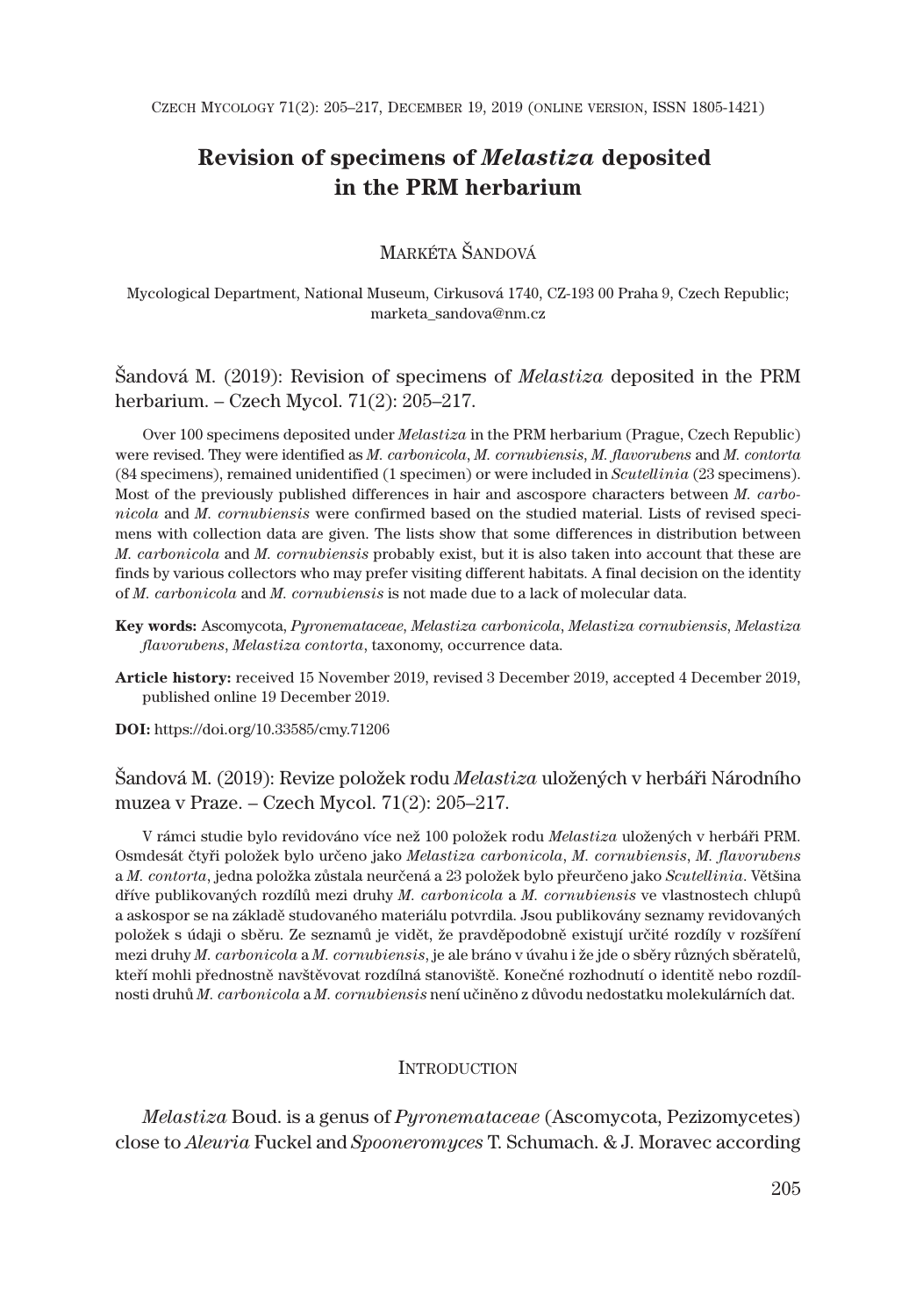# Revision of specimens of *Melastiza* deposited in the PRM herbarium

MARKÉTA ŠANDOVÁ

Mycological Department, National Museum, Cirkusová 1740, CZ-193 00 Praha 9, Czech Republic; marketa_sandova@nm.cz

Šandová M. (2019): Revision of specimens of *Melastiza* deposited in the PRM herbarium. – Czech Mycol. 71(2): 205–217.

Over 100 specimens deposited under *Melastiza* in the PRM herbarium (Prague, Czech Republic) were revised. They were identified as *M. carbonicola*, *M. cornubiensis*, *M. flavorubens* and *M. contorta* (84 specimens), remained unidentified (1 specimen) or were included in *Scutellinia* (23 specimens). Most of the previously published differences in hair and ascospore characters between *M. carbonicola* and *M. cornubiensis* were confirmed based on the studied material. Lists of revised specimens with collection data are given. The lists show that some differences in distribution between *M. carbonicola* and *M. cornubiensis* probably exist, but it is also taken into account that these are finds by various collectors who may prefer visiting different habitats. A final decision on the identity of *M. carbonicola* and *M. cornubiensis* is not made due to a lack of molecular data.

**Key words:** Ascomycota, *Pyronemataceae*, *Melastiza carbonicola*, *Melastiza cornubiensis*, *Melastiza flavorubens*, *Melastiza contorta*, taxonomy, occurrence data.

**Article history:** received 15 November 2019, revised 3 December 2019, accepted 4 December 2019, published online 19 December 2019.

**DOI:** https://doi.org/10.33585/cmy.71206

Šandová M. (2019): Revize položek rodu *Melastiza* uložených v herbáři Národního muzea v Praze. – Czech Mycol. 71(2): 205–217.

V rámci studie bylo revidováno více než 100 položek rodu *Melastiza* uložených v herbáři PRM. Osmdesát čtyři položek bylo určeno jako *Melastiza carbonicola*, *M. cornubiensis*, *M. flavorubens* a *M. contorta*, jedna položka zůstala neurčená a 23 položek bylo přeurčeno jako *Scutellinia*. Většina dříve publikovaných rozdílů mezi druhy *M. carbonicola* a *M. cornubiensis* ve vlastnostech chlupů a askospor se na základě studovaného materiálu potvrdila. Jsou publikovány seznamy revidovaných položek s údaji o sběru. Ze seznamů je vidět, že pravděpodobně existují určité rozdíly v rozšíření mezi druhy *M. carbonicola* a *M. cornubiensis*, je ale bráno v úvahu i že jde o sběry různých sběratelů, kteří mohli přednostně navštěvovat rozdílná stanoviště. Konečné rozhodnutí o identitě nebo rozdílnosti druhů *M. carbonicola* a *M. cornubiensis* není učiněno z důvodu nedostatku molekulárních dat.

## INTRODUCTION

*Melastiza* Boud. is a genus of *Pyronemataceae* (Ascomycota, Pezizomycetes) close to *Aleuria* Fuckel and *Spooneromyces* T. Schumach. & J. Moravec according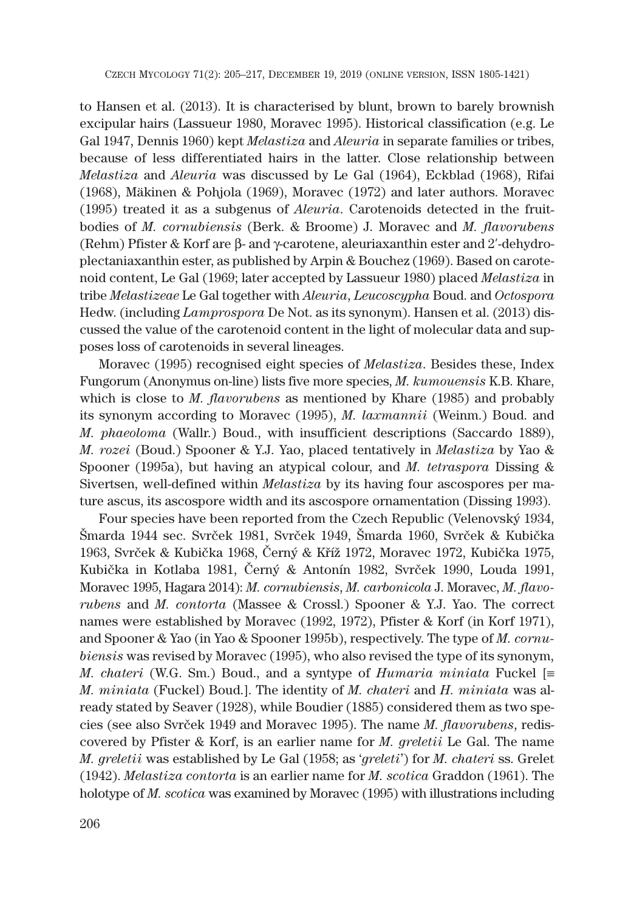to Hansen et al. (2013). It is characterised by blunt, brown to barely brownish excipular hairs (Lassueur 1980, Moravec 1995). Historical classification (e.g. Le Gal 1947, Dennis 1960) kept *Melastiza* and *Aleuria* in separate families or tribes, because of less differentiated hairs in the latter. Close relationship between *Melastiza* and *Aleuria* was discussed by Le Gal (1964), Eckblad (1968), Rifai (1968), Mäkinen & Pohjola (1969), Moravec (1972) and later authors. Moravec (1995) treated it as a subgenus of *Aleuria*. Carotenoids detected in the fruitbodies of *M. cornubiensis* (Berk. & Broome) J. Moravec and *M. flavorubens* (Rehm) Pfister & Korf are β- and γ-carotene, aleuriaxanthin ester and 2′-dehydroplectaniaxanthin ester, as published by Arpin & Bouchez (1969). Based on carotenoid content, Le Gal (1969; later accepted by Lassueur 1980) placed *Melastiza* in tribe *Melastizeae* Le Gal together with *Aleuria*, *Leucoscypha* Boud. and *Octospora* Hedw. (including *Lamprospora* De Not. as its synonym). Hansen et al. (2013) discussed the value of the carotenoid content in the light of molecular data and supposes loss of carotenoids in several lineages.

Moravec (1995) recognised eight species of *Melastiza*. Besides these, Index Fungorum (Anonymus on-line) lists five more species, *M. kumouensis* K.B. Khare, which is close to *M. flavorubens* as mentioned by Khare (1985) and probably its synonym according to Moravec (1995), *M. laxmannii* (Weinm.) Boud. and *M. phaeoloma* (Wallr.) Boud., with insufficient descriptions (Saccardo 1889), *M. rozei* (Boud.) Spooner & Y.J. Yao, placed tentatively in *Melastiza* by Yao & Spooner (1995a), but having an atypical colour, and *M. tetraspora* Dissing & Sivertsen, well-defined within *Melastiza* by its having four ascospores per mature ascus, its ascospore width and its ascospore ornamentation (Dissing 1993).

Four species have been reported from the Czech Republic (Velenovský 1934, Šmarda 1944 sec. Svrček 1981, Svrček 1949, Šmarda 1960, Svrček & Kubička 1963, Svrček & Kubička 1968, Černý & Kříž 1972, Moravec 1972, Kubička 1975, Kubička in Kotlaba 1981, Černý & Antonín 1982, Svrček 1990, Louda 1991, Moravec 1995, Hagara 2014): *M. cornubiensis*, *M. carbonicola* J. Moravec, *M. flavorubens* and *M. contorta* (Massee & Crossl.) Spooner & Y.J. Yao. The correct names were established by Moravec (1992, 1972), Pfister & Korf (in Korf 1971), and Spooner & Yao (in Yao & Spooner 1995b), respectively. The type of *M. cornubiensis* was revised by Moravec (1995), who also revised the type of its synonym, *M. chateri* (W.G. Sm.) Boud., and a syntype of *Humaria miniata* Fuckel [≡ *M. miniata* (Fuckel) Boud.]. The identity of *M. chateri* and *H. miniata* was already stated by Seaver (1928), while Boudier (1885) considered them as two species (see also Svrček 1949 and Moravec 1995). The name *M. flavorubens*, rediscovered by Pfister & Korf, is an earlier name for *M. greletii* Le Gal. The name *M. greletii* was established by Le Gal (1958; as '*greleti*') for *M. chateri* ss. Grelet (1942). *Melastiza contorta* is an earlier name for *M. scotica* Graddon (1961). The holotype of *M. scotica* was examined by Moravec (1995) with illustrations including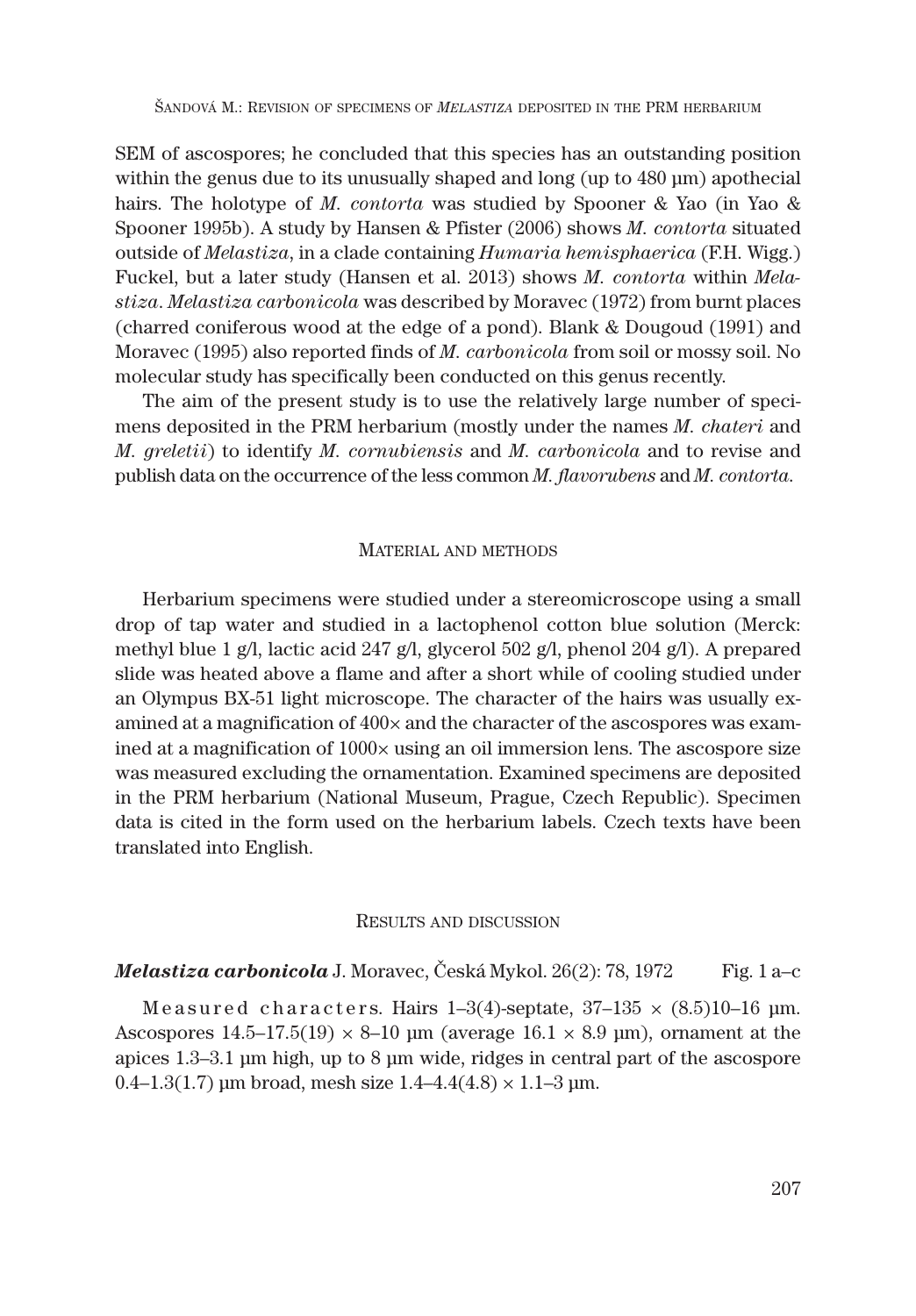SEM of ascospores; he concluded that this species has an outstanding position within the genus due to its unusually shaped and long (up to 480 µm) apothecial hairs. The holotype of *M. contorta* was studied by Spooner & Yao (in Yao & Spooner 1995b). A study by Hansen & Pfister (2006) shows *M. contorta* situated outside of *Melastiza*, in a clade containing *Humaria hemisphaerica* (F.H. Wigg.) Fuckel, but a later study (Hansen et al. 2013) shows *M. contorta* within *Melastiza*. *Melastiza carbonicola* was described by Moravec (1972) from burnt places (charred coniferous wood at the edge of a pond). Blank & Dougoud (1991) and Moravec (1995) also reported finds of *M. carbonicola* from soil or mossy soil. No molecular study has specifically been conducted on this genus recently.

The aim of the present study is to use the relatively large number of specimens deposited in the PRM herbarium (mostly under the names *M. chateri* and *M. greletii*) to identify *M. cornubiensis* and *M. carbonicola* and to revise and publish data on the occurrence of the less common *M. flavorubens* and *M. contorta*.

## Material and methods

Herbarium specimens were studied under a stereomicroscope using a small drop of tap water and studied in a lactophenol cotton blue solution (Merck: methyl blue 1 g/l, lactic acid 247 g/l, glycerol 502 g/l, phenol 204 g/l). A prepared slide was heated above a flame and after a short while of cooling studied under an Olympus BX-51 light microscope. The character of the hairs was usually examined at a magnification of 400× and the character of the ascospores was examined at a magnification of 1000× using an oil immersion lens. The ascospore size was measured excluding the ornamentation. Examined specimens are deposited in the PRM herbarium (National Museum, Prague, Czech Republic). Specimen data is cited in the form used on the herbarium labels. Czech texts have been translated into English.

## Results and discussion

***Melastiza carbonicola*** J. Moravec, Česká Mykol. 26(2): 78, 1972 Fig. 1 a–c

M e a s u r e d  c h a r a c t e r s. Hairs 1–3(4)-septate, 37–135 × (8.5)10–16 µm. Ascospores 14.5–17.5(19) × 8–10 µm (average 16.1 × 8.9 µm), ornament at the apices 1.3–3.1 µm high, up to 8 µm wide, ridges in central part of the ascospore 0.4–1.3(1.7) µm broad, mesh size 1.4–4.4(4.8) × 1.1–3 µm.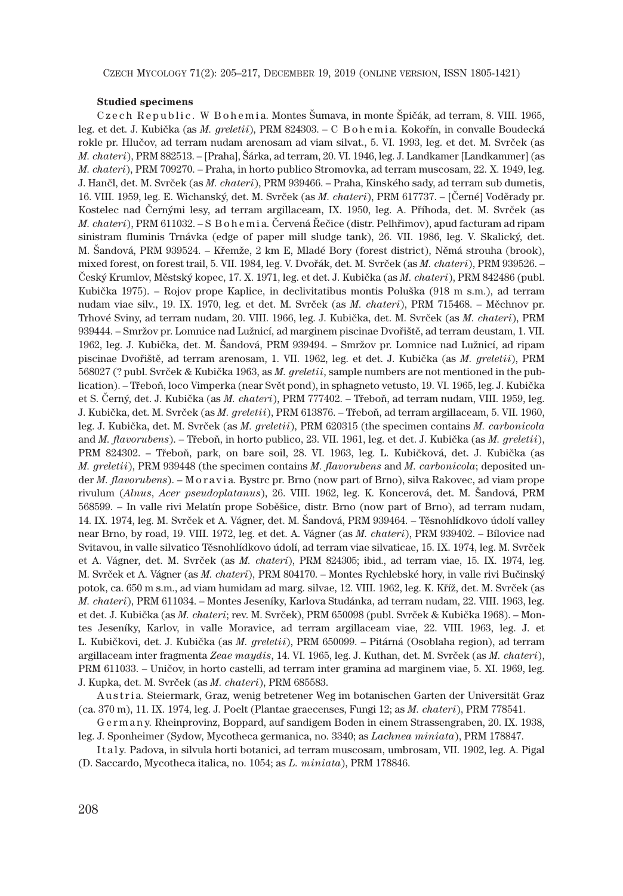**Studied specimens**

Czech Republic. W Bohemia. Montes Šumava, in monte Špičák, ad terram, 8. VIII. 1965, leg. et det. J. Kubička (as *M. greletii*), PRM 824303. – C Bohemia. Kokořín, in convalle Boudecká rokle pr. Hlučov, ad terram nudam arenosam ad viam silvat., 5. VI. 1993, leg. et det. M. Svrček (as *M. chateri*), PRM 882513. – [Praha], Šárka, ad terram, 20. VI. 1946, leg. J. Landkamer [Landkammer] (as *M. chateri*), PRM 709270. – Praha, in horto publico Stromovka, ad terram muscosam, 22. X. 1949, leg. J. Hančl, det. M. Svrček (as *M. chateri*), PRM 939466. – Praha, Kinského sady, ad terram sub dumetis, 16. VIII. 1959, leg. E. Wichanský, det. M. Svrček (as *M. chateri*), PRM 617737. – [Černé] Voděrady pr. Kostelec nad Černými lesy, ad terram argillaceam, IX. 1950, leg. A. Příhoda, det. M. Svrček (as *M. chateri*), PRM 611032. – S Bohemia. Červená Řečice (distr. Pelhřimov), apud facturam ad ripam sinistram fluminis Trnávka (edge of paper mill sludge tank), 26. VII. 1986, leg. V. Skalický, det. M. Šandová, PRM 939524. – Křemže, 2 km E, Mladé Bory (forest district), Němá strouha (brook), mixed forest, on forest trail, 5. VII. 1984, leg. V. Dvořák, det. M. Svrček (as *M. chateri*), PRM 939526. – Český Krumlov, Městský kopec, 17. X. 1971, leg. et det. J. Kubička (as *M. chateri*), PRM 842486 (publ. Kubička 1975). – Rojov prope Kaplice, in declivitatibus montis Poluška (918 m s.m.), ad terram nudam viae silv., 19. IX. 1970, leg. et det. M. Svrček (as *M. chateri*), PRM 715468. – Měchnov pr. Trhové Sviny, ad terram nudam, 20. VIII. 1966, leg. J. Kubička, det. M. Svrček (as *M. chateri*), PRM 939444. – Smržov pr. Lomnice nad Lužnicí, ad marginem piscinae Dvořiště, ad terram deustam, 1. VII. 1962, leg. J. Kubička, det. M. Šandová, PRM 939494. – Smržov pr. Lomnice nad Lužnicí, ad ripam piscinae Dvořiště, ad terram arenosam, 1. VII. 1962, leg. et det. J. Kubička (as *M. greletii*), PRM 568027 (? publ. Svrček & Kubička 1963, as *M. greletii*, sample numbers are not mentioned in the publication). – Třeboň, loco Vimperka (near Svět pond), in sphagneto vetusto, 19. VI. 1965, leg. J. Kubička et S. Černý, det. J. Kubička (as *M. chateri*), PRM 777402. – Třeboň, ad terram nudam, VIII. 1959, leg. J. Kubička, det. M. Svrček (as *M. greletii*), PRM 613876. – Třeboň, ad terram argillaceam, 5. VII. 1960, leg. J. Kubička, det. M. Svrček (as *M. greletii*), PRM 620315 (the specimen contains *M. carbonicola* and *M. flavorubens*). – Třeboň, in horto publico, 23. VII. 1961, leg. et det. J. Kubička (as *M. greletii*), PRM 824302. – Třeboň, park, on bare soil, 28. VI. 1963, leg. L. Kubičková, det. J. Kubička (as *M. greletii*), PRM 939448 (the specimen contains *M. flavorubens* and *M. carbonicola*; deposited under *M. flavorubens*). – Moravia. Bystrc pr. Brno (now part of Brno), silva Rakovec, ad viam prope rivulum (*Alnus*, *Acer pseudoplatanus*), 26. VIII. 1962, leg. K. Koncerová, det. M. Šandová, PRM 568599. – In valle rivi Melatín prope Soběšice, distr. Brno (now part of Brno), ad terram nudam, 14. IX. 1974, leg. M. Svrček et A. Vágner, det. M. Šandová, PRM 939464. – Těsnohlídkovo údolí valley near Brno, by road, 19. VIII. 1972, leg. et det. A. Vágner (as *M. chateri*), PRM 939402. – Bílovice nad Svitavou, in valle silvatico Těsnohlídkovo údolí, ad terram viae silvaticae, 15. IX. 1974, leg. M. Svrček et A. Vágner, det. M. Svrček (as *M. chateri*), PRM 824305; ibid., ad terram viae, 15. IX. 1974, leg. M. Svrček et A. Vágner (as *M. chateri*), PRM 804170. – Montes Rychlebské hory, in valle rivi Bučinský potok, ca. 650 m s.m., ad viam humidam ad marg. silvae, 12. VIII. 1962, leg. K. Kříž, det. M. Svrček (as *M. chateri*), PRM 611034. – Montes Jeseníky, Karlova Studánka, ad terram nudam, 22. VIII. 1963, leg. et det. J. Kubička (as *M. chateri*; rev. M. Svrček), PRM 650098 (publ. Svrček & Kubička 1968). – Montes Jeseníky, Karlov, in valle Moravice, ad terram argillaceam viae, 22. VIII. 1963, leg. J. et L. Kubičkovi, det. J. Kubička (as *M. greletii*), PRM 650099. – Pitárná (Osoblaha region), ad terram argillaceam inter fragmenta *Zeae maydis*, 14. VI. 1965, leg. J. Kuthan, det. M. Svrček (as *M. chateri*), PRM 611033. – Uničov, in horto castelli, ad terram inter gramina ad marginem viae, 5. XI. 1969, leg. J. Kupka, det. M. Svrček (as *M. chateri*), PRM 685583.

Austria. Steiermark, Graz, wenig betretener Weg im botanischen Garten der Universität Graz (ca. 370 m), 11. IX. 1974, leg. J. Poelt (Plantae graecenses, Fungi 12; as *M. chateri*), PRM 778541.

Germany. Rheinprovinz, Boppard, auf sandigem Boden in einem Strassengraben, 20. IX. 1938, leg. J. Sponheimer (Sydow, Mycotheca germanica, no. 3340; as *Lachnea miniata*), PRM 178847.

Italy. Padova, in silvula horti botanici, ad terram muscosam, umbrosam, VII. 1902, leg. A. Pigal (D. Saccardo, Mycotheca italica, no. 1054; as *L. miniata*), PRM 178846.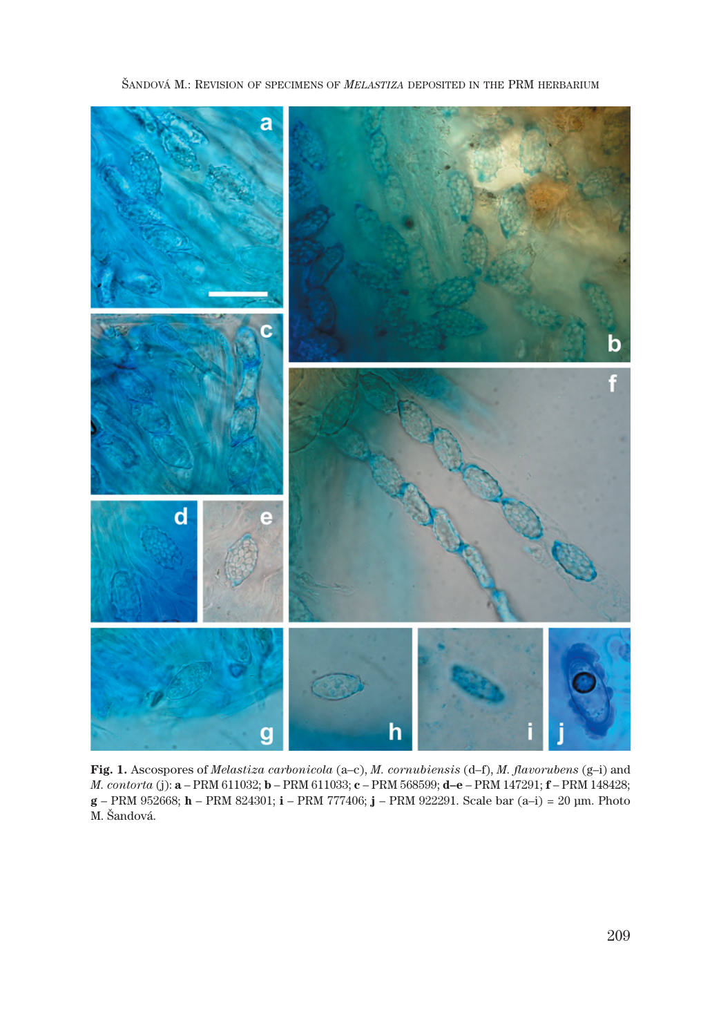**Fig. 1.** Ascospores of *Melastiza carbonicola* (a–c), *M. cornubiensis* (d–f), *M. flavorubens* (g–i) and *M. contorta* (j): **a** – PRM 611032; **b** – PRM 611033; **c** – PRM 568599; **d–e** – PRM 147291; **f** – PRM 148428; **g** – PRM 952668; **h** – PRM 824301; **i** – PRM 777406; **j** – PRM 922291. Scale bar (a–i) = 20 µm. Photo M. Šandová.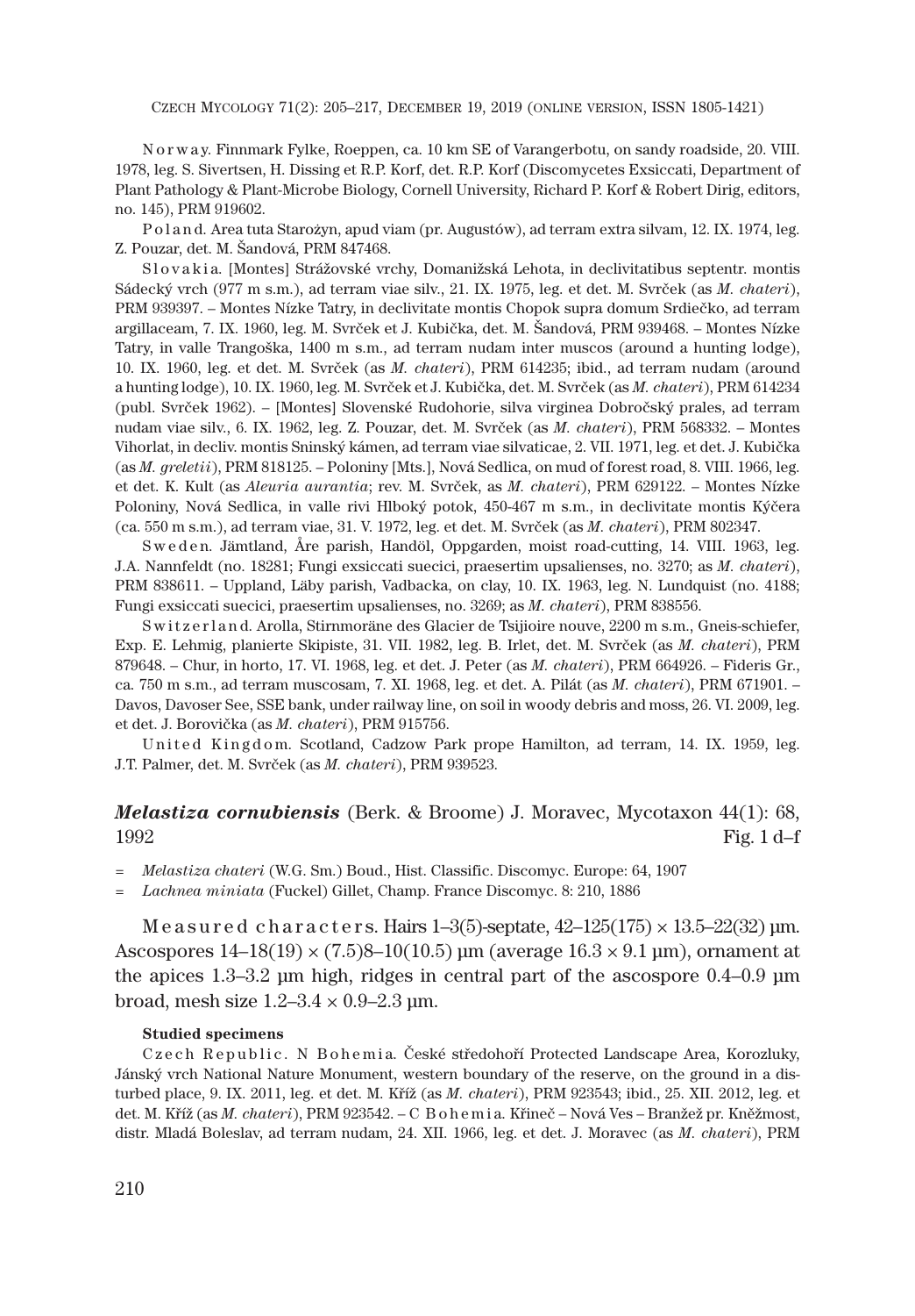N o r w a y. Finnmark Fylke, Roeppen, ca. 10 km SE of Varangerbotu, on sandy roadside, 20. VIII. 1978, leg. S. Sivertsen, H. Dissing et R.P. Korf, det. R.P. Korf (Discomycetes Exsiccati, Department of Plant Pathology & Plant-Microbe Biology, Cornell University, Richard P. Korf & Robert Dirig, editors, no. 145), PRM 919602.

P o l a n d. Area tuta Starożyn, apud viam (pr. Augustów), ad terram extra silvam, 12. IX. 1974, leg. Z. Pouzar, det. M. Šandová, PRM 847468.

S l o v a k i a. [Montes] Strážovské vrchy, Domanižská Lehota, in declivitatibus septentr. montis Sádecký vrch (977 m s.m.), ad terram viae silv., 21. IX. 1975, leg. et det. M. Svrček (as *M. chateri*), PRM 939397. – Montes Nízke Tatry, in declivitate montis Chopok supra domum Srdiečko, ad terram argillaceam, 7. IX. 1960, leg. M. Svrček et J. Kubička, det. M. Šandová, PRM 939468. – Montes Nízke Tatry, in valle Trangoška, 1400 m s.m., ad terram nudam inter muscos (around a hunting lodge), 10. IX. 1960, leg. et det. M. Svrček (as *M. chateri*), PRM 614235; ibid., ad terram nudam (around a hunting lodge), 10. IX. 1960, leg. M. Svrček et J. Kubička, det. M. Svrček (as *M. chateri*), PRM 614234 (publ. Svrček 1962). – [Montes] Slovenské Rudohorie, silva virginea Dobročský prales, ad terram nudam viae silv., 6. IX. 1962, leg. Z. Pouzar, det. M. Svrček (as *M. chateri*), PRM 568332. – Montes Vihorlat, in decliv. montis Sninský kámen, ad terram viae silvaticae, 2. VII. 1971, leg. et det. J. Kubička (as *M. greletii*), PRM 818125. – Poloniny [Mts.], Nová Sedlica, on mud of forest road, 8. VIII. 1966, leg. et det. K. Kult (as *Aleuria aurantia*; rev. M. Svrček, as *M. chateri*), PRM 629122. – Montes Nízke Poloniny, Nová Sedlica, in valle rivi Hlboký potok, 450-467 m s.m., in declivitate montis Kýčera (ca. 550 m s.m.), ad terram viae, 31. V. 1972, leg. et det. M. Svrček (as *M. chateri*), PRM 802347.

S w e d e n. Jämtland, Åre parish, Handöl, Oppgarden, moist road-cutting, 14. VIII. 1963, leg. J.A. Nannfeldt (no. 18281; Fungi exsiccati suecici, praesertim upsalienses, no. 3270; as *M. chateri*), PRM 838611. – Uppland, Läby parish, Vadbacka, on clay, 10. IX. 1963, leg. N. Lundquist (no. 4188; Fungi exsiccati suecici, praesertim upsalienses, no. 3269; as *M. chateri*), PRM 838556.

S w i t z e r l a n d. Arolla, Stirnmoräne des Glacier de Tsijioire nouve, 2200 m s.m., Gneis-schiefer, Exp. E. Lehmig, planierte Skipiste, 31. VII. 1982, leg. B. Irlet, det. M. Svrček (as *M. chateri*), PRM 879648. – Chur, in horto, 17. VI. 1968, leg. et det. J. Peter (as *M. chateri*), PRM 664926. – Fideris Gr., ca. 750 m s.m., ad terram muscosam, 7. XI. 1968, leg. et det. A. Pilát (as *M. chateri*), PRM 671901. – Davos, Davoser See, SSE bank, under railway line, on soil in woody debris and moss, 26. VI. 2009, leg. et det. J. Borovička (as *M. chateri*), PRM 915756.

U n i t e d K i n g d o m. Scotland, Cadzow Park prope Hamilton, ad terram, 14. IX. 1959, leg. J.T. Palmer, det. M. Svrček (as *M. chateri*), PRM 939523.

## ***Melastiza cornubiensis*** (Berk. & Broome) J. Moravec, Mycotaxon 44(1): 68, 1992 — Fig. 1 d–f

= *Melastiza chateri* (W.G. Sm.) Boud., Hist. Classific. Discomyc. Europe: 64, 1907

= *Lachnea miniata* (Fuckel) Gillet, Champ. France Discomyc. 8: 210, 1886

M e a s u r e d c h a r a c t e r s. Hairs 1–3(5)-septate, 42–125(175) × 13.5–22(32) µm. Ascospores 14–18(19) × (7.5)8–10(10.5) µm (average 16.3 × 9.1 µm), ornament at the apices 1.3–3.2 µm high, ridges in central part of the ascospore 0.4–0.9 µm broad, mesh size 1.2–3.4 × 0.9–2.3 µm.

**Studied specimens**

C z e c h R e p u b l i c. N B o h e m i a. České středohoří Protected Landscape Area, Korozluky, Jánský vrch National Nature Monument, western boundary of the reserve, on the ground in a disturbed place, 9. IX. 2011, leg. et det. M. Kříž (as *M. chateri*), PRM 923543; ibid., 25. XII. 2012, leg. et det. M. Kříž (as *M. chateri*), PRM 923542. – C B o h e m i a. Křineč – Nová Ves – Branžež pr. Kněžmost, distr. Mladá Boleslav, ad terram nudam, 24. XII. 1966, leg. et det. J. Moravec (as *M. chateri*), PRM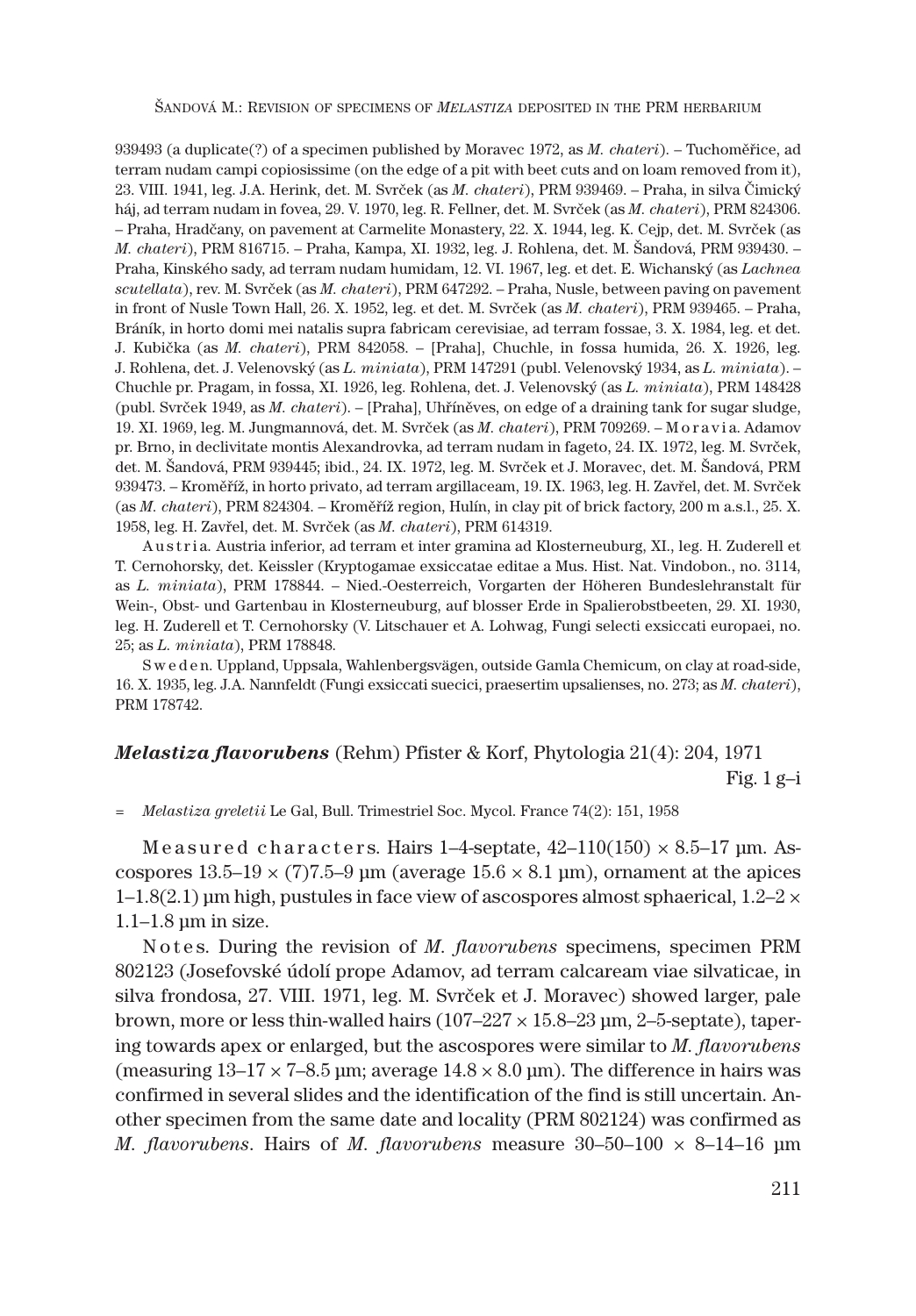939493 (a duplicate(?) of a specimen published by Moravec 1972, as *M. chateri*). – Tuchoměřice, ad terram nudam campi copiosissime (on the edge of a pit with beet cuts and on loam removed from it), 23. VIII. 1941, leg. J.A. Herink, det. M. Svrček (as *M. chateri*), PRM 939469. – Praha, in silva Čimický háj, ad terram nudam in fovea, 29. V. 1970, leg. R. Fellner, det. M. Svrček (as *M. chateri*), PRM 824306. – Praha, Hradčany, on pavement at Carmelite Monastery, 22. X. 1944, leg. K. Cejp, det. M. Svrček (as *M. chateri*), PRM 816715. – Praha, Kampa, XI. 1932, leg. J. Rohlena, det. M. Šandová, PRM 939430. – Praha, Kinského sady, ad terram nudam humidam, 12. VI. 1967, leg. et det. E. Wichanský (as *Lachnea scutellata*), rev. M. Svrček (as *M. chateri*), PRM 647292. – Praha, Nusle, between paving on pavement in front of Nusle Town Hall, 26. X. 1952, leg. et det. M. Svrček (as *M. chateri*), PRM 939465. – Praha, Bráník, in horto domi mei natalis supra fabricam cerevisiae, ad terram fossae, 3. X. 1984, leg. et det. J. Kubička (as *M. chateri*), PRM 842058. – [Praha], Chuchle, in fossa humida, 26. X. 1926, leg. J. Rohlena, det. J. Velenovský (as *L. miniata*), PRM 147291 (publ. Velenovský 1934, as *L. miniata*). – Chuchle pr. Pragam, in fossa, XI. 1926, leg. Rohlena, det. J. Velenovský (as *L. miniata*), PRM 148428 (publ. Svrček 1949, as *M. chateri*). – [Praha], Uhříněves, on edge of a draining tank for sugar sludge, 19. XI. 1969, leg. M. Jungmannová, det. M. Svrček (as *M. chateri*), PRM 709269. – M o r a v i a. Adamov pr. Brno, in declivitate montis Alexandrovka, ad terram nudam in fageto, 24. IX. 1972, leg. M. Svrček, det. M. Šandová, PRM 939445; ibid., 24. IX. 1972, leg. M. Svrček et J. Moravec, det. M. Šandová, PRM 939473. – Kroměříž, in horto privato, ad terram argillaceam, 19. IX. 1963, leg. H. Zavřel, det. M. Svrček (as *M. chateri*), PRM 824304. – Kroměříž region, Hulín, in clay pit of brick factory, 200 m a.s.l., 25. X. 1958, leg. H. Zavřel, det. M. Svrček (as *M. chateri*), PRM 614319.

A u s t r i a. Austria inferior, ad terram et inter gramina ad Klosterneuburg, XI., leg. H. Zuderell et T. Cernohorsky, det. Keissler (Kryptogamae exsiccatae editae a Mus. Hist. Nat. Vindobon., no. 3114, as *L. miniata*), PRM 178844. – Nied.-Oesterreich, Vorgarten der Höheren Bundeslehranstalt für Wein-, Obst- und Gartenbau in Klosterneuburg, auf blosser Erde in Spalierobstbeeten, 29. XI. 1930, leg. H. Zuderell et T. Cernohorsky (V. Litschauer et A. Lohwag, Fungi selecti exsiccati europaei, no. 25; as *L. miniata*), PRM 178848.

S w e d e n. Uppland, Uppsala, Wahlenbergsvägen, outside Gamla Chemicum, on clay at road-side, 16. X. 1935, leg. J.A. Nannfeldt (Fungi exsiccati suecici, praesertim upsalienses, no. 273; as *M. chateri*), PRM 178742.

### ***Melastiza flavorubens*** (Rehm) Pfister & Korf, Phytologia 21(4): 204, 1971

Fig. 1 g–i

= *Melastiza greletii* Le Gal, Bull. Trimestriel Soc. Mycol. France 74(2): 151, 1958

M e a s u r e d c h a r a c t e r s. Hairs 1–4-septate, 42–110(150) × 8.5–17 µm. Ascospores 13.5–19 × (7)7.5–9 µm (average 15.6 × 8.1 µm), ornament at the apices 1–1.8(2.1) µm high, pustules in face view of ascospores almost sphaerical, 1.2–2 × 1.1–1.8 µm in size.

N o t e s. During the revision of *M. flavorubens* specimens, specimen PRM 802123 (Josefovské údolí prope Adamov, ad terram calcaream viae silvaticae, in silva frondosa, 27. VIII. 1971, leg. M. Svrček et J. Moravec) showed larger, pale brown, more or less thin-walled hairs (107–227 × 15.8–23 µm, 2–5-septate), tapering towards apex or enlarged, but the ascospores were similar to *M. flavorubens* (measuring 13–17 × 7–8.5 µm; average 14.8 × 8.0 µm). The difference in hairs was confirmed in several slides and the identification of the find is still uncertain. Another specimen from the same date and locality (PRM 802124) was confirmed as *M. flavorubens*. Hairs of *M. flavorubens* measure 30–50–100 × 8–14–16 µm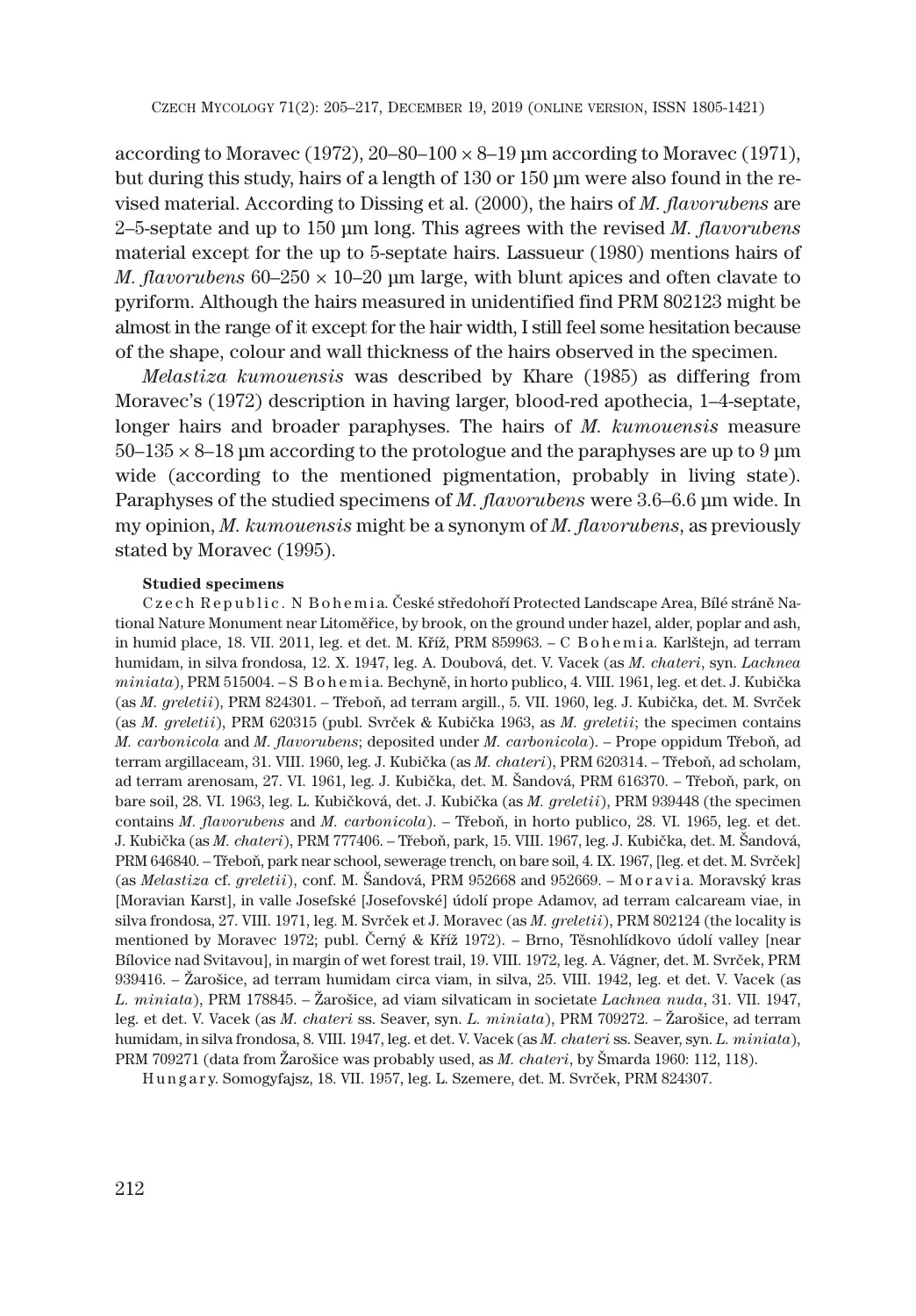according to Moravec (1972), 20–80–100 × 8–19 µm according to Moravec (1971), but during this study, hairs of a length of 130 or 150 µm were also found in the revised material. According to Dissing et al. (2000), the hairs of *M. flavorubens* are 2–5-septate and up to 150 µm long. This agrees with the revised *M. flavorubens* material except for the up to 5-septate hairs. Lassueur (1980) mentions hairs of *M. flavorubens* 60–250 × 10–20 µm large, with blunt apices and often clavate to pyriform. Although the hairs measured in unidentified find PRM 802123 might be almost in the range of it except for the hair width, I still feel some hesitation because of the shape, colour and wall thickness of the hairs observed in the specimen.

*Melastiza kumouensis* was described by Khare (1985) as differing from Moravec's (1972) description in having larger, blood-red apothecia, 1–4-septate, longer hairs and broader paraphyses. The hairs of *M. kumouensis* measure 50–135 × 8–18 µm according to the protologue and the paraphyses are up to 9 µm wide (according to the mentioned pigmentation, probably in living state). Paraphyses of the studied specimens of *M. flavorubens* were 3.6–6.6 µm wide. In my opinion, *M. kumouensis* might be a synonym of *M. flavorubens*, as previously stated by Moravec (1995).

#### Studied specimens

Czech Republic. N Bohemia. České středohoří Protected Landscape Area, Bílé stráně National Nature Monument near Litoměřice, by brook, on the ground under hazel, alder, poplar and ash, in humid place, 18. VII. 2011, leg. et det. M. Kříž, PRM 859963. – C Bohemia. Karlštejn, ad terram humidam, in silva frondosa, 12. X. 1947, leg. A. Doubová, det. V. Vacek (as *M. chateri*, syn. *Lachnea miniata*), PRM 515004. – S Bohemia. Bechyně, in horto publico, 4. VIII. 1961, leg. et det. J. Kubička (as *M. greletii*), PRM 824301. – Třeboň, ad terram argill., 5. VII. 1960, leg. J. Kubička, det. M. Svrček (as *M. greletii*), PRM 620315 (publ. Svrček & Kubička 1963, as *M. greletii*; the specimen contains *M. carbonicola* and *M. flavorubens*; deposited under *M. carbonicola*). – Prope oppidum Třeboň, ad terram argillaceam, 31. VIII. 1960, leg. J. Kubička (as *M. chateri*), PRM 620314. – Třeboň, ad scholam, ad terram arenosam, 27. VI. 1961, leg. J. Kubička, det. M. Šandová, PRM 616370. – Třeboň, park, on bare soil, 28. VI. 1963, leg. L. Kubičková, det. J. Kubička (as *M. greletii*), PRM 939448 (the specimen contains *M. flavorubens* and *M. carbonicola*). – Třeboň, in horto publico, 28. VI. 1965, leg. et det. J. Kubička (as *M. chateri*), PRM 777406. – Třeboň, park, 15. VIII. 1967, leg. J. Kubička, det. M. Šandová, PRM 646840. – Třeboň, park near school, sewerage trench, on bare soil, 4. IX. 1967, [leg. et det. M. Svrček] (as *Melastiza* cf. *greletii*), conf. M. Šandová, PRM 952668 and 952669. – Moravia. Moravský kras [Moravian Karst], in valle Josefské [Josefovské] údolí prope Adamov, ad terram calcaream viae, in silva frondosa, 27. VIII. 1971, leg. M. Svrček et J. Moravec (as *M. greletii*), PRM 802124 (the locality is mentioned by Moravec 1972; publ. Černý & Kříž 1972). – Brno, Těsnohlídkovo údolí valley [near Bílovice nad Svitavou], in margin of wet forest trail, 19. VIII. 1972, leg. A. Vágner, det. M. Svrček, PRM 939416. – Žarošice, ad terram humidam circa viam, in silva, 25. VIII. 1942, leg. et det. V. Vacek (as *L. miniata*), PRM 178845. – Žarošice, ad viam silvaticam in societate *Lachnea nuda*, 31. VII. 1947, leg. et det. V. Vacek (as *M. chateri* ss. Seaver, syn. *L. miniata*), PRM 709272. – Žarošice, ad terram humidam, in silva frondosa, 8. VIII. 1947, leg. et det. V. Vacek (as *M. chateri* ss. Seaver, syn. *L. miniata*), PRM 709271 (data from Žarošice was probably used, as *M. chateri*, by Šmarda 1960: 112, 118).

Hungary. Somogyfajsz, 18. VII. 1957, leg. L. Szemere, det. M. Svrček, PRM 824307.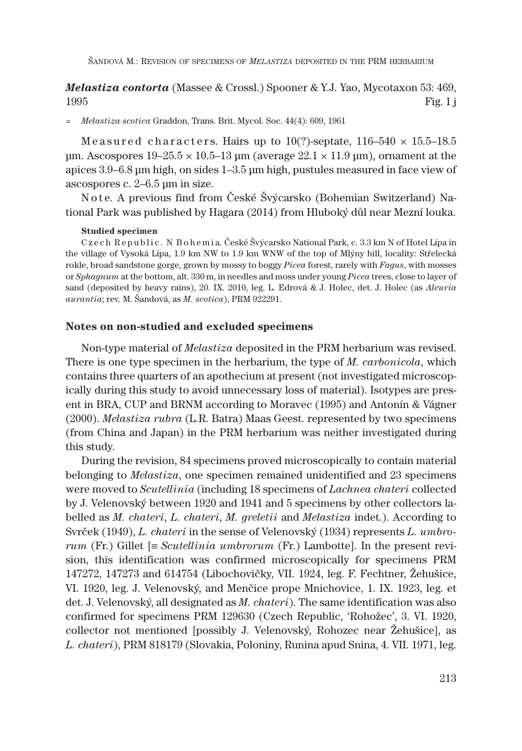***Melastiza contorta*** (Massee & Crossl.) Spooner & Y.J. Yao, Mycotaxon 53: 469, 1995 Fig. 1 j

= *Melastiza scotica* Graddon, Trans. Brit. Mycol. Soc. 44(4): 609, 1961

Measured characters. Hairs up to 10(?)-septate, 116–540 × 15.5–18.5 µm. Ascospores 19–25.5 × 10.5–13 µm (average 22.1 × 11.9 µm), ornament at the apices 3.9–6.8 µm high, on sides 1–3.5 µm high, pustules measured in face view of ascospores c. 2–6.5 µm in size.

Note. A previous find from České Švýcarsko (Bohemian Switzerland) National Park was published by Hagara (2014) from Hluboký důl near Mezní louka.

**Studied specimen**

Czech Republic. N Bohemia. České Švýcarsko National Park, c. 3.3 km N of Hotel Lípa in the village of Vysoká Lípa, 1.9 km NW to 1.9 km WNW of the top of Mlýny hill, locality: Střelecká rokle, broad sandstone gorge, grown by mossy to boggy *Picea* forest, rarely with *Fagus*, with mosses or *Sphagnum* at the bottom, alt. 330 m, in needles and moss under young *Picea* trees, close to layer of sand (deposited by heavy rains), 20. IX. 2010, leg. L. Edrová & J. Holec, det. J. Holec (as *Aleuria aurantia*; rev. M. Šandová, as *M. scotica*), PRM 922291.

## Notes on non-studied and excluded specimens

Non-type material of *Melastiza* deposited in the PRM herbarium was revised. There is one type specimen in the herbarium, the type of *M. carbonicola*, which contains three quarters of an apothecium at present (not investigated microscopically during this study to avoid unnecessary loss of material). Isotypes are present in BRA, CUP and BRNM according to Moravec (1995) and Antonín & Vágner (2000). *Melastiza rubra* (L.R. Batra) Maas Geest. represented by two specimens (from China and Japan) in the PRM herbarium was neither investigated during this study.

During the revision, 84 specimens proved microscopically to contain material belonging to *Melastiza*, one specimen remained unidentified and 23 specimens were moved to *Scutellinia* (including 18 specimens of *Lachnea chateri* collected by J. Velenovský between 1920 and 1941 and 5 specimens by other collectors labelled as *M. chateri*, *L. chateri*, *M. greletii* and *Melastiza* indet.). According to Svrček (1949), *L. chateri* in the sense of Velenovský (1934) represents *L. umbrorum* (Fr.) Gillet [≡ *Scutellinia umbrorum* (Fr.) Lambotte]. In the present revision, this identification was confirmed microscopically for specimens PRM 147272, 147273 and 614754 (Libochovičky, VII. 1924, leg. F. Fechtner, Žehušice, VI. 1920, leg. J. Velenovský, and Menčice prope Mnichovice, 1. IX. 1923, leg. et det. J. Velenovský, all designated as *M. chateri*). The same identification was also confirmed for specimens PRM 129630 (Czech Republic, 'Rohožec', 3. VI. 1920, collector not mentioned [possibly J. Velenovský, Rohozec near Žehušice], as *L. chateri*), PRM 818179 (Slovakia, Poloniny, Runina apud Snina, 4. VII. 1971, leg.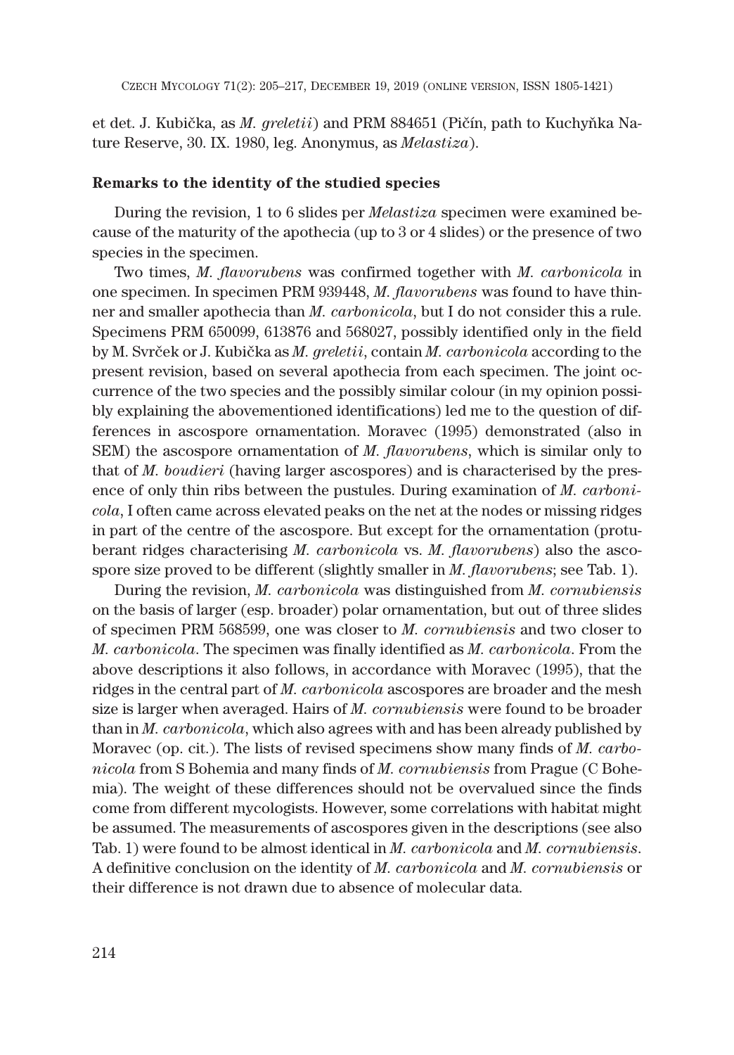et det. J. Kubička, as *M. greletii*) and PRM 884651 (Pičín, path to Kuchyňka Nature Reserve, 30. IX. 1980, leg. Anonymus, as *Melastiza*).

**Remarks to the identity of the studied species**

During the revision, 1 to 6 slides per *Melastiza* specimen were examined because of the maturity of the apothecia (up to 3 or 4 slides) or the presence of two species in the specimen.

Two times, *M. flavorubens* was confirmed together with *M. carbonicola* in one specimen. In specimen PRM 939448, *M. flavorubens* was found to have thinner and smaller apothecia than *M. carbonicola*, but I do not consider this a rule. Specimens PRM 650099, 613876 and 568027, possibly identified only in the field by M. Svrček or J. Kubička as *M. greletii*, contain *M. carbonicola* according to the present revision, based on several apothecia from each specimen. The joint occurrence of the two species and the possibly similar colour (in my opinion possibly explaining the abovementioned identifications) led me to the question of differences in ascospore ornamentation. Moravec (1995) demonstrated (also in SEM) the ascospore ornamentation of *M. flavorubens*, which is similar only to that of *M. boudieri* (having larger ascospores) and is characterised by the presence of only thin ribs between the pustules. During examination of *M. carbonicola*, I often came across elevated peaks on the net at the nodes or missing ridges in part of the centre of the ascospore. But except for the ornamentation (protuberant ridges characterising *M. carbonicola* vs. *M. flavorubens*) also the ascospore size proved to be different (slightly smaller in *M. flavorubens*; see Tab. 1).

During the revision, *M. carbonicola* was distinguished from *M. cornubiensis* on the basis of larger (esp. broader) polar ornamentation, but out of three slides of specimen PRM 568599, one was closer to *M. cornubiensis* and two closer to *M. carbonicola*. The specimen was finally identified as *M. carbonicola*. From the above descriptions it also follows, in accordance with Moravec (1995), that the ridges in the central part of *M. carbonicola* ascospores are broader and the mesh size is larger when averaged. Hairs of *M. cornubiensis* were found to be broader than in *M. carbonicola*, which also agrees with and has been already published by Moravec (op. cit.). The lists of revised specimens show many finds of *M. carbonicola* from S Bohemia and many finds of *M. cornubiensis* from Prague (C Bohemia). The weight of these differences should not be overvalued since the finds come from different mycologists. However, some correlations with habitat might be assumed. The measurements of ascospores given in the descriptions (see also Tab. 1) were found to be almost identical in *M. carbonicola* and *M. cornubiensis*. A definitive conclusion on the identity of *M. carbonicola* and *M. cornubiensis* or their difference is not drawn due to absence of molecular data.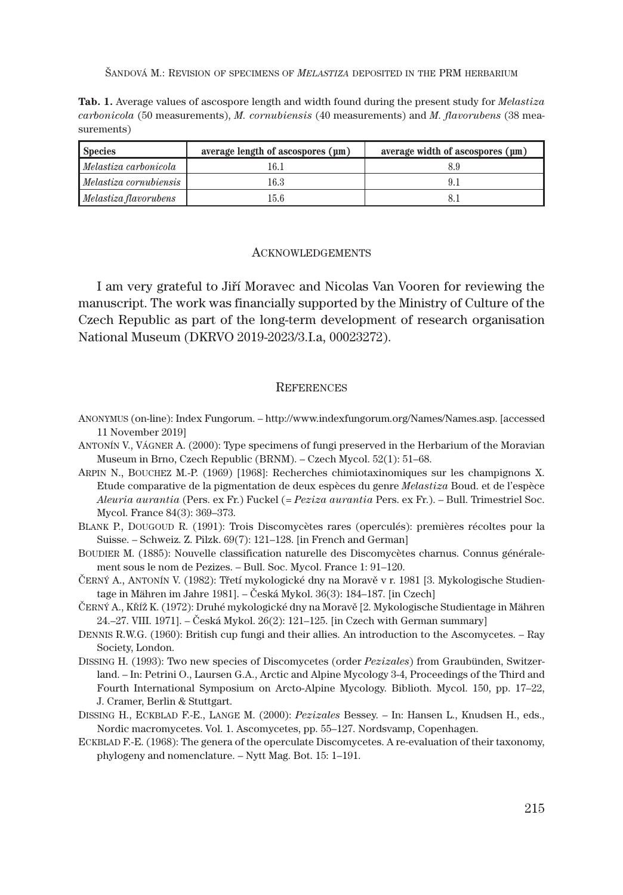**Tab. 1.** Average values of ascospore length and width found during the present study for *Melastiza carbonicola* (50 measurements), *M. cornubiensis* (40 measurements) and *M. flavorubens* (38 measurements)

| Species | average length of ascospores (µm) | average width of ascospores (µm) |
|---|---|---|
| *Melastiza carbonicola* | 16.1 | 8.9 |
| *Melastiza cornubiensis* | 16.3 | 9.1 |
| *Melastiza flavorubens* | 15.6 | 8.1 |

## Acknowledgements

I am very grateful to Jiří Moravec and Nicolas Van Vooren for reviewing the manuscript. The work was financially supported by the Ministry of Culture of the Czech Republic as part of the long-term development of research organisation National Museum (DKRVO 2019-2023/3.I.a, 00023272).

## References

Anonymus (on-line): Index Fungorum. – http://www.indexfungorum.org/Names/Names.asp. [accessed 11 November 2019]

Antonín V., Vágner A. (2000): Type specimens of fungi preserved in the Herbarium of the Moravian Museum in Brno, Czech Republic (BRNM). – Czech Mycol. 52(1): 51–68.

Arpin N., Bouchez M.-P. (1969) [1968]: Recherches chimiotaxinomiques sur les champignons X. Etude comparative de la pigmentation de deux espèces du genre *Melastiza* Boud. et de l'espèce *Aleuria aurantia* (Pers. ex Fr.) Fuckel (= *Peziza aurantia* Pers. ex Fr.). – Bull. Trimestriel Soc. Mycol. France 84(3): 369–373.

Blank P., Dougoud R. (1991): Trois Discomycètes rares (operculés): premières récoltes pour la Suisse. – Schweiz. Z. Pilzk. 69(7): 121–128. [in French and German]

Boudier M. (1885): Nouvelle classification naturelle des Discomycètes charnus. Connus généralement sous le nom de Pezizes. – Bull. Soc. Mycol. France 1: 91–120.

Černý A., Antonín V. (1982): Třetí mykologické dny na Moravě v r. 1981 [3. Mykologische Studientage in Mähren im Jahre 1981]. – Česká Mykol. 36(3): 184–187. [in Czech]

Černý A., Kříž K. (1972): Druhé mykologické dny na Moravě [2. Mykologische Studientage in Mähren 24.–27. VIII. 1971]. – Česká Mykol. 26(2): 121–125. [in Czech with German summary]

Dennis R.W.G. (1960): British cup fungi and their allies. An introduction to the Ascomycetes. – Ray Society, London.

Dissing H. (1993): Two new species of Discomycetes (order *Pezizales*) from Graubünden, Switzerland. – In: Petrini O., Laursen G.A., Arctic and Alpine Mycology 3-4, Proceedings of the Third and Fourth International Symposium on Arcto-Alpine Mycology. Biblioth. Mycol. 150, pp. 17–22, J. Cramer, Berlin & Stuttgart.

Dissing H., Eckblad F.-E., Lange M. (2000): *Pezizales* Bessey. – In: Hansen L., Knudsen H., eds., Nordic macromycetes. Vol. 1. Ascomycetes, pp. 55–127. Nordsvamp, Copenhagen.

Eckblad F.-E. (1968): The genera of the operculate Discomycetes. A re-evaluation of their taxonomy, phylogeny and nomenclature. – Nytt Mag. Bot. 15: 1–191.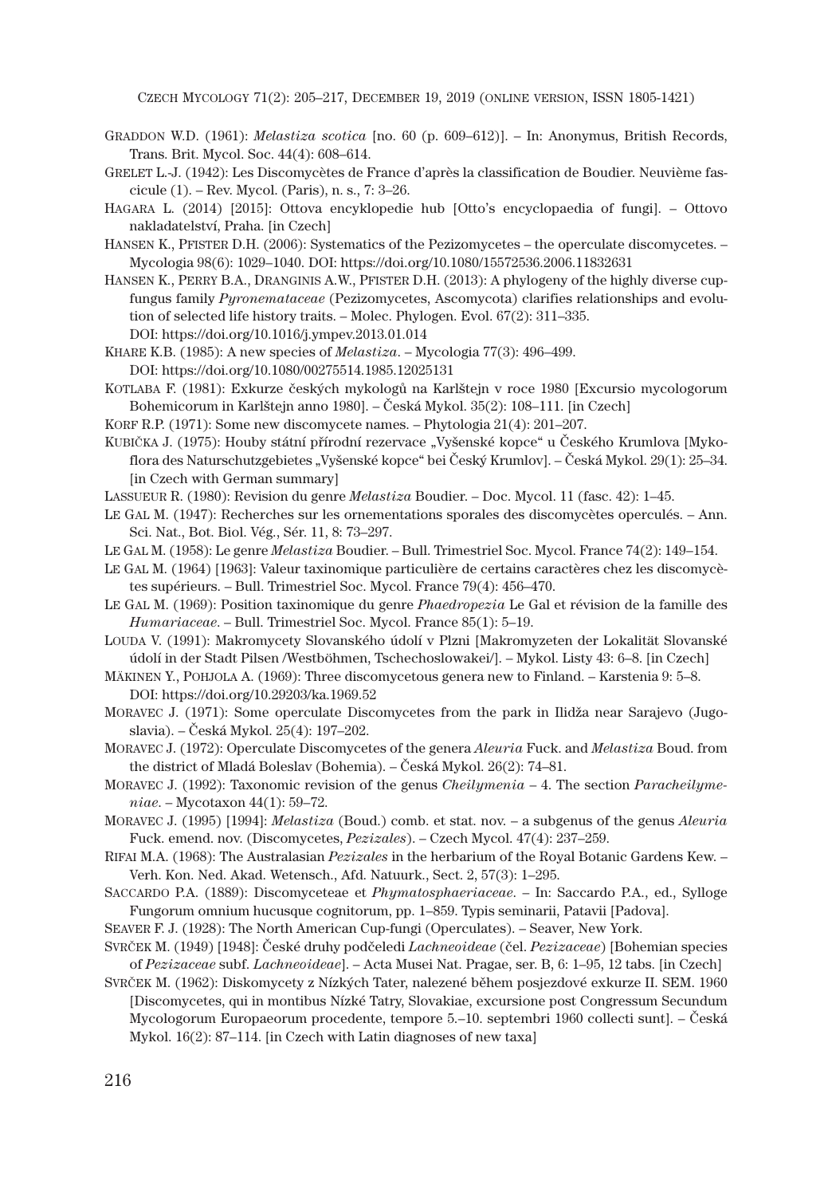GRADDON W.D. (1961): *Melastiza scotica* [no. 60 (p. 609–612)]. – In: Anonymus, British Records, Trans. Brit. Mycol. Soc. 44(4): 608–614.

GRELET L.-J. (1942): Les Discomycètes de France d'après la classification de Boudier. Neuvième fascicule (1). – Rev. Mycol. (Paris), n. s., 7: 3–26.

HAGARA L. (2014) [2015]: Ottova encyklopedie hub [Otto's encyclopaedia of fungi]. – Ottovo nakladatelství, Praha. [in Czech]

HANSEN K., PFISTER D.H. (2006): Systematics of the Pezizomycetes – the operculate discomycetes. – Mycologia 98(6): 1029–1040. DOI: https://doi.org/10.1080/15572536.2006.11832631

HANSEN K., PERRY B.A., DRANGINIS A.W., PFISTER D.H. (2013): A phylogeny of the highly diverse cup-fungus family *Pyronemataceae* (Pezizomycetes, Ascomycota) clarifies relationships and evolution of selected life history traits. – Molec. Phylogen. Evol. 67(2): 311–335. DOI: https://doi.org/10.1016/j.ympev.2013.01.014

KHARE K.B. (1985): A new species of *Melastiza*. – Mycologia 77(3): 496–499. DOI: https://doi.org/10.1080/00275514.1985.12025131

KOTLABA F. (1981): Exkurze českých mykologů na Karlštejn v roce 1980 [Excursio mycologorum Bohemicorum in Karlštejn anno 1980]. – Česká Mykol. 35(2): 108–111. [in Czech]

KORF R.P. (1971): Some new discomycete names. – Phytologia 21(4): 201–207.

KUBIČKA J. (1975): Houby státní přírodní rezervace „Vyšenské kopce" u Českého Krumlova [Mykoflora des Naturschutzgebietes „Vyšenské kopce" bei Český Krumlov]. – Česká Mykol. 29(1): 25–34. [in Czech with German summary]

LASSUEUR R. (1980): Revision du genre *Melastiza* Boudier. – Doc. Mycol. 11 (fasc. 42): 1–45.

LE GAL M. (1947): Recherches sur les ornementations sporales des discomycètes operculés. – Ann. Sci. Nat., Bot. Biol. Vég., Sér. 11, 8: 73–297.

LE GAL M. (1958): Le genre *Melastiza* Boudier. – Bull. Trimestriel Soc. Mycol. France 74(2): 149–154.

LE GAL M. (1964) [1963]: Valeur taxinomique particulière de certains caractères chez les discomycètes supérieurs. – Bull. Trimestriel Soc. Mycol. France 79(4): 456–470.

LE GAL M. (1969): Position taxinomique du genre *Phaedropezia* Le Gal et révision de la famille des *Humariaceae*. – Bull. Trimestriel Soc. Mycol. France 85(1): 5–19.

LOUDA V. (1991): Makromycety Slovanského údolí v Plzni [Makromyzeten der Lokalität Slovanské údolí in der Stadt Pilsen /Westböhmen, Tschechoslowakei/]. – Mykol. Listy 43: 6–8. [in Czech]

MÄKINEN Y., POHJOLA A. (1969): Three discomycetous genera new to Finland. – Karstenia 9: 5–8. DOI: https://doi.org/10.29203/ka.1969.52

MORAVEC J. (1971): Some operculate Discomycetes from the park in Ilidža near Sarajevo (Jugoslavia). – Česká Mykol. 25(4): 197–202.

MORAVEC J. (1972): Operculate Discomycetes of the genera *Aleuria* Fuck. and *Melastiza* Boud. from the district of Mladá Boleslav (Bohemia). – Česká Mykol. 26(2): 74–81.

MORAVEC J. (1992): Taxonomic revision of the genus *Cheilymenia* – 4. The section *Paracheilymeniae*. – Mycotaxon 44(1): 59–72.

MORAVEC J. (1995) [1994]: *Melastiza* (Boud.) comb. et stat. nov. – a subgenus of the genus *Aleuria* Fuck. emend. nov. (Discomycetes, *Pezizales*). – Czech Mycol. 47(4): 237–259.

RIFAI M.A. (1968): The Australasian *Pezizales* in the herbarium of the Royal Botanic Gardens Kew. – Verh. Kon. Ned. Akad. Wetensch., Afd. Natuurk., Sect. 2, 57(3): 1–295.

SACCARDO P.A. (1889): Discomyceteae et *Phymatosphaeriaceae*. – In: Saccardo P.A., ed., Sylloge Fungorum omnium hucusque cognitorum, pp. 1–859. Typis seminarii, Patavii [Padova].

SEAVER F. J. (1928): The North American Cup-fungi (Operculates). – Seaver, New York.

SVRČEK M. (1949) [1948]: České druhy podčeledi *Lachneoideae* (čel. *Pezizaceae*) [Bohemian species of *Pezizaceae* subf. *Lachneoideae*]. – Acta Musei Nat. Pragae, ser. B, 6: 1–95, 12 tabs. [in Czech]

SVRČEK M. (1962): Diskomycety z Nízkých Tater, nalezené během posjezdové exkurze II. SEM. 1960 [Discomycetes, qui in montibus Nízké Tatry, Slovakiae, excursione post Congressum Secundum Mycologorum Europaeorum procedente, tempore 5.–10. septembri 1960 collecti sunt]. – Česká Mykol. 16(2): 87–114. [in Czech with Latin diagnoses of new taxa]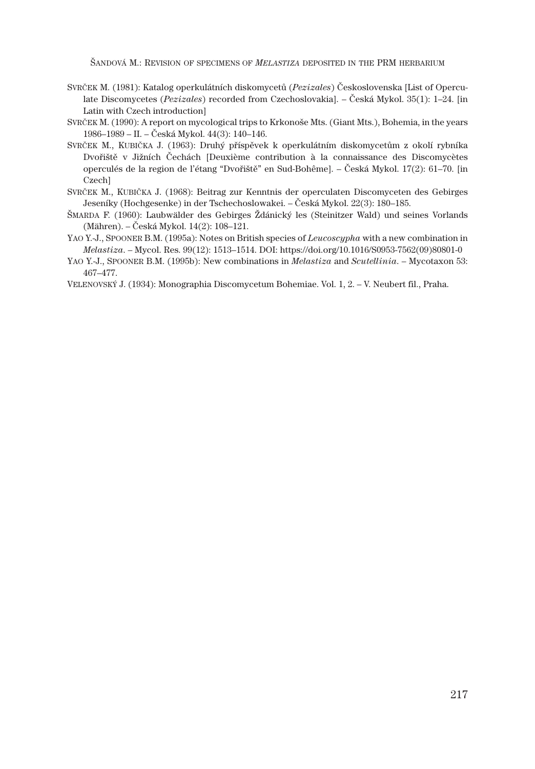SVRČEK M. (1981): Katalog operkulátních diskomycetů (*Pezizales*) Československa [List of Operculate Discomycetes (*Pezizales*) recorded from Czechoslovakia]. – Česká Mykol. 35(1): 1–24. [in Latin with Czech introduction]

SVRČEK M. (1990): A report on mycological trips to Krkonoše Mts. (Giant Mts.), Bohemia, in the years 1986–1989 – II. – Česká Mykol. 44(3): 140–146.

SVRČEK M., KUBIČKA J. (1963): Druhý příspěvek k operkulátním diskomycetům z okolí rybníka Dvořiště v Jižních Čechách [Deuxième contribution à la connaissance des Discomycètes operculés de la region de l'étang "Dvořiště" en Sud-Bohême]. – Česká Mykol. 17(2): 61–70. [in Czech]

SVRČEK M., KUBIČKA J. (1968): Beitrag zur Kenntnis der operculaten Discomyceten des Gebirges Jeseníky (Hochgesenke) in der Tschechoslowakei. – Česká Mykol. 22(3): 180–185.

ŠMARDA F. (1960): Laubwälder des Gebirges Ždánický les (Steinitzer Wald) und seines Vorlands (Mähren). – Česká Mykol. 14(2): 108–121.

YAO Y.-J., SPOONER B.M. (1995a): Notes on British species of *Leucoscypha* with a new combination in *Melastiza*. – Mycol. Res. 99(12): 1513–1514. DOI: https://doi.org/10.1016/S0953-7562(09)80801-0

YAO Y.-J., SPOONER B.M. (1995b): New combinations in *Melastiza* and *Scutellinia*. – Mycotaxon 53: 467–477.

VELENOVSKÝ J. (1934): Monographia Discomycetum Bohemiae. Vol. 1, 2. – V. Neubert fil., Praha.